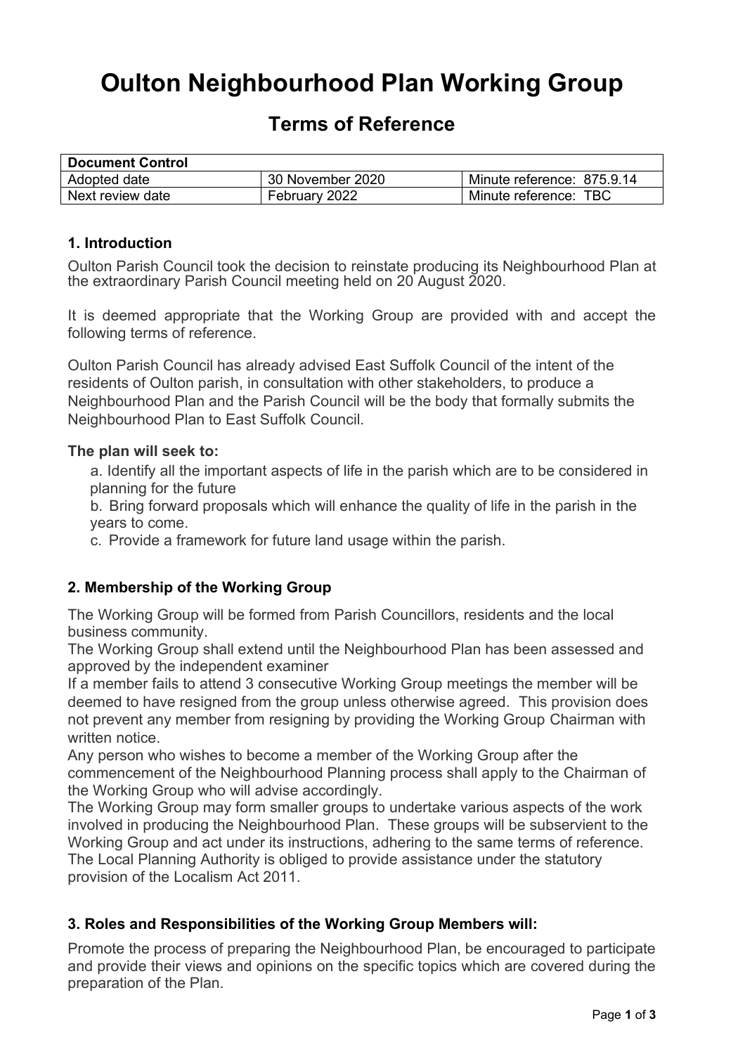# Oulton Neighbourhood Plan Working Group

## Terms of Reference

| **Document Control** | | |
|---|---|---|
| Adopted date | 30 November 2020 | Minute reference: 875.9.14 |
| Next review date | February 2022 | Minute reference: TBC |

### 1. Introduction

Oulton Parish Council took the decision to reinstate producing its Neighbourhood Plan at the extraordinary Parish Council meeting held on 20 August 2020.

It is deemed appropriate that the Working Group are provided with and accept the following terms of reference.

Oulton Parish Council has already advised East Suffolk Council of the intent of the residents of Oulton parish, in consultation with other stakeholders, to produce a Neighbourhood Plan and the Parish Council will be the body that formally submits the Neighbourhood Plan to East Suffolk Council.

**The plan will seek to:**

a. Identify all the important aspects of life in the parish which are to be considered in planning for the future

b. Bring forward proposals which will enhance the quality of life in the parish in the years to come.

c. Provide a framework for future land usage within the parish.

### 2. Membership of the Working Group

The Working Group will be formed from Parish Councillors, residents and the local business community.

The Working Group shall extend until the Neighbourhood Plan has been assessed and approved by the independent examiner

If a member fails to attend 3 consecutive Working Group meetings the member will be deemed to have resigned from the group unless otherwise agreed. This provision does not prevent any member from resigning by providing the Working Group Chairman with written notice.

Any person who wishes to become a member of the Working Group after the commencement of the Neighbourhood Planning process shall apply to the Chairman of the Working Group who will advise accordingly.

The Working Group may form smaller groups to undertake various aspects of the work involved in producing the Neighbourhood Plan. These groups will be subservient to the Working Group and act under its instructions, adhering to the same terms of reference.

The Local Planning Authority is obliged to provide assistance under the statutory provision of the Localism Act 2011.

### 3. Roles and Responsibilities of the Working Group Members will:

Promote the process of preparing the Neighbourhood Plan, be encouraged to participate and provide their views and opinions on the specific topics which are covered during the preparation of the Plan.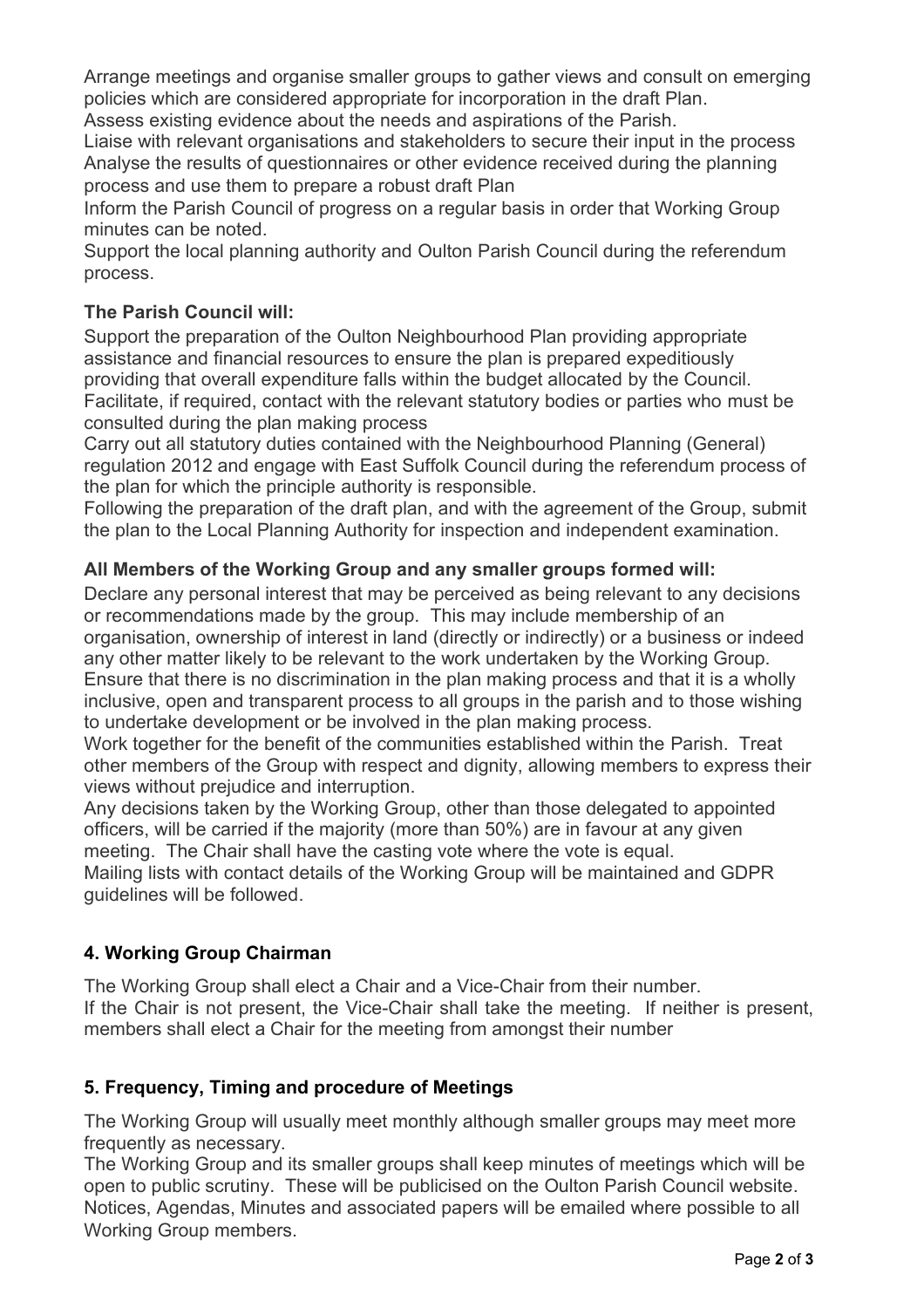Arrange meetings and organise smaller groups to gather views and consult on emerging policies which are considered appropriate for incorporation in the draft Plan.

Assess existing evidence about the needs and aspirations of the Parish.

Liaise with relevant organisations and stakeholders to secure their input in the process

Analyse the results of questionnaires or other evidence received during the planning process and use them to prepare a robust draft Plan

Inform the Parish Council of progress on a regular basis in order that Working Group minutes can be noted.

Support the local planning authority and Oulton Parish Council during the referendum process.

**The Parish Council will:**

Support the preparation of the Oulton Neighbourhood Plan providing appropriate assistance and financial resources to ensure the plan is prepared expeditiously providing that overall expenditure falls within the budget allocated by the Council.

Facilitate, if required, contact with the relevant statutory bodies or parties who must be consulted during the plan making process

Carry out all statutory duties contained with the Neighbourhood Planning (General) regulation 2012 and engage with East Suffolk Council during the referendum process of the plan for which the principle authority is responsible.

Following the preparation of the draft plan, and with the agreement of the Group, submit the plan to the Local Planning Authority for inspection and independent examination.

**All Members of the Working Group and any smaller groups formed will:**

Declare any personal interest that may be perceived as being relevant to any decisions or recommendations made by the group. This may include membership of an organisation, ownership of interest in land (directly or indirectly) or a business or indeed any other matter likely to be relevant to the work undertaken by the Working Group.

Ensure that there is no discrimination in the plan making process and that it is a wholly inclusive, open and transparent process to all groups in the parish and to those wishing to undertake development or be involved in the plan making process.

Work together for the benefit of the communities established within the Parish. Treat other members of the Group with respect and dignity, allowing members to express their views without prejudice and interruption.

Any decisions taken by the Working Group, other than those delegated to appointed officers, will be carried if the majority (more than 50%) are in favour at any given meeting. The Chair shall have the casting vote where the vote is equal.

Mailing lists with contact details of the Working Group will be maintained and GDPR guidelines will be followed.

## 4. Working Group Chairman

The Working Group shall elect a Chair and a Vice-Chair from their number.

If the Chair is not present, the Vice-Chair shall take the meeting. If neither is present, members shall elect a Chair for the meeting from amongst their number

## 5. Frequency, Timing and procedure of Meetings

The Working Group will usually meet monthly although smaller groups may meet more frequently as necessary.

The Working Group and its smaller groups shall keep minutes of meetings which will be open to public scrutiny. These will be publicised on the Oulton Parish Council website.

Notices, Agendas, Minutes and associated papers will be emailed where possible to all Working Group members.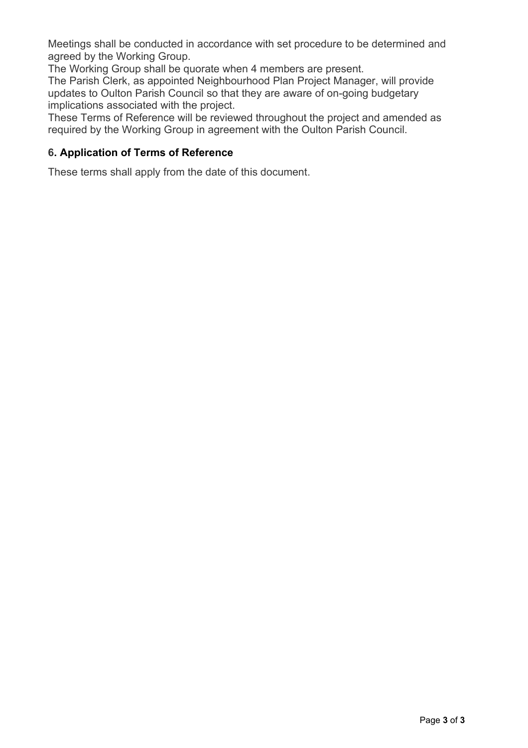Meetings shall be conducted in accordance with set procedure to be determined and agreed by the Working Group.

The Working Group shall be quorate when 4 members are present.

The Parish Clerk, as appointed Neighbourhood Plan Project Manager, will provide updates to Oulton Parish Council so that they are aware of on-going budgetary implications associated with the project.

These Terms of Reference will be reviewed throughout the project and amended as required by the Working Group in agreement with the Oulton Parish Council.

## 6. Application of Terms of Reference

These terms shall apply from the date of this document.